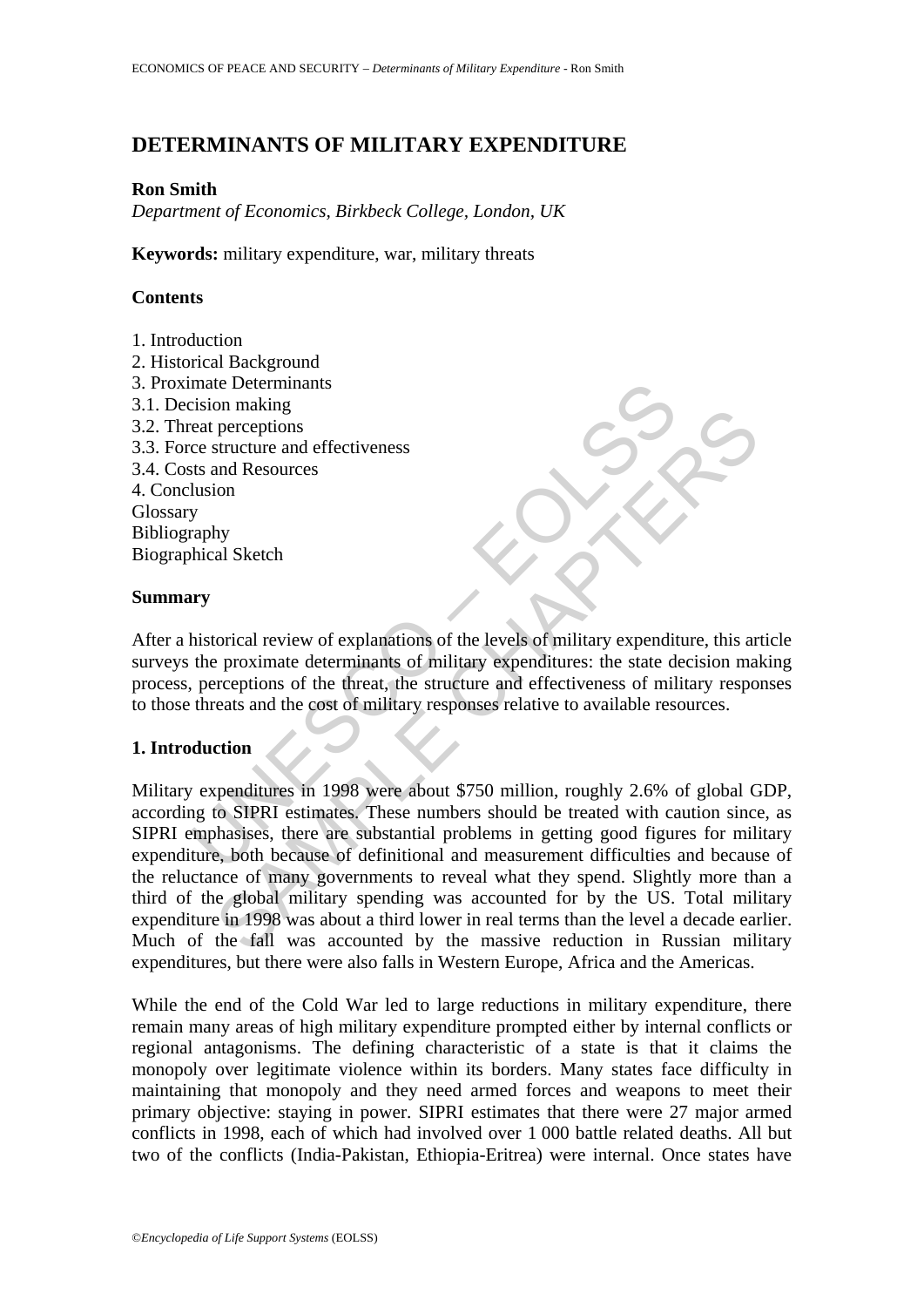# DETERMINANTS OF MILITARY EXPENDITURE

**Ron Smith**

*Department of Economics, Birkbeck College, London, UK*

**Keywords:** military expenditure, war, military threats

## Contents

1. Introduction
2. Historical Background
3. Proximate Determinants
3.1. Decision making
3.2. Threat perceptions
3.3. Force structure and effectiveness
3.4. Costs and Resources
4. Conclusion

Glossary

Bibliography

Biographical Sketch

## Summary

After a historical review of explanations of the levels of military expenditure, this article surveys the proximate determinants of military expenditures: the state decision making process, perceptions of the threat, the structure and effectiveness of military responses to those threats and the cost of military responses relative to available resources.

## 1. Introduction

Military expenditures in 1998 were about $750 million, roughly 2.6% of global GDP, according to SIPRI estimates. These numbers should be treated with caution since, as SIPRI emphasises, there are substantial problems in getting good figures for military expenditure, both because of definitional and measurement difficulties and because of the reluctance of many governments to reveal what they spend. Slightly more than a third of the global military spending was accounted for by the US. Total military expenditure in 1998 was about a third lower in real terms than the level a decade earlier. Much of the fall was accounted by the massive reduction in Russian military expenditures, but there were also falls in Western Europe, Africa and the Americas.

While the end of the Cold War led to large reductions in military expenditure, there remain many areas of high military expenditure prompted either by internal conflicts or regional antagonisms. The defining characteristic of a state is that it claims the monopoly over legitimate violence within its borders. Many states face difficulty in maintaining that monopoly and they need armed forces and weapons to meet their primary objective: staying in power. SIPRI estimates that there were 27 major armed conflicts in 1998, each of which had involved over 1 000 battle related deaths. All but two of the conflicts (India-Pakistan, Ethiopia-Eritrea) were internal. Once states have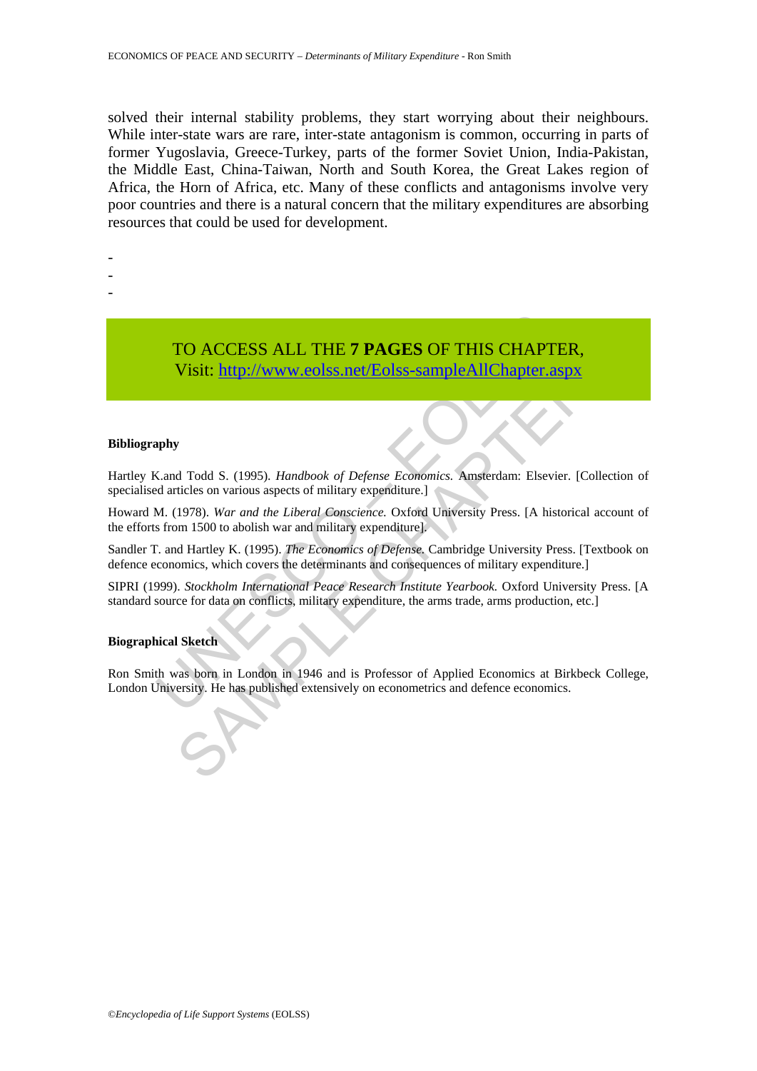solved their internal stability problems, they start worrying about their neighbours. While inter-state wars are rare, inter-state antagonism is common, occurring in parts of former Yugoslavia, Greece-Turkey, parts of the former Soviet Union, India-Pakistan, the Middle East, China-Taiwan, North and South Korea, the Great Lakes region of Africa, the Horn of Africa, etc. Many of these conflicts and antagonisms involve very poor countries and there is a natural concern that the military expenditures are absorbing resources that could be used for development.

-
-
-

TO ACCESS ALL THE **7 PAGES** OF THIS CHAPTER,
Visit: http://www.eolss.net/Eolss-sampleAllChapter.aspx

**Bibliography**

Hartley K.and Todd S. (1995). *Handbook of Defense Economics.* Amsterdam: Elsevier. [Collection of specialised articles on various aspects of military expenditure.]

Howard M. (1978). *War and the Liberal Conscience.* Oxford University Press. [A historical account of the efforts from 1500 to abolish war and military expenditure].

Sandler T. and Hartley K. (1995). *The Economics of Defense.* Cambridge University Press. [Textbook on defence economics, which covers the determinants and consequences of military expenditure.]

SIPRI (1999). *Stockholm International Peace Research Institute Yearbook.* Oxford University Press. [A standard source for data on conflicts, military expenditure, the arms trade, arms production, etc.]

**Biographical Sketch**

Ron Smith was born in London in 1946 and is Professor of Applied Economics at Birkbeck College, London University. He has published extensively on econometrics and defence economics.